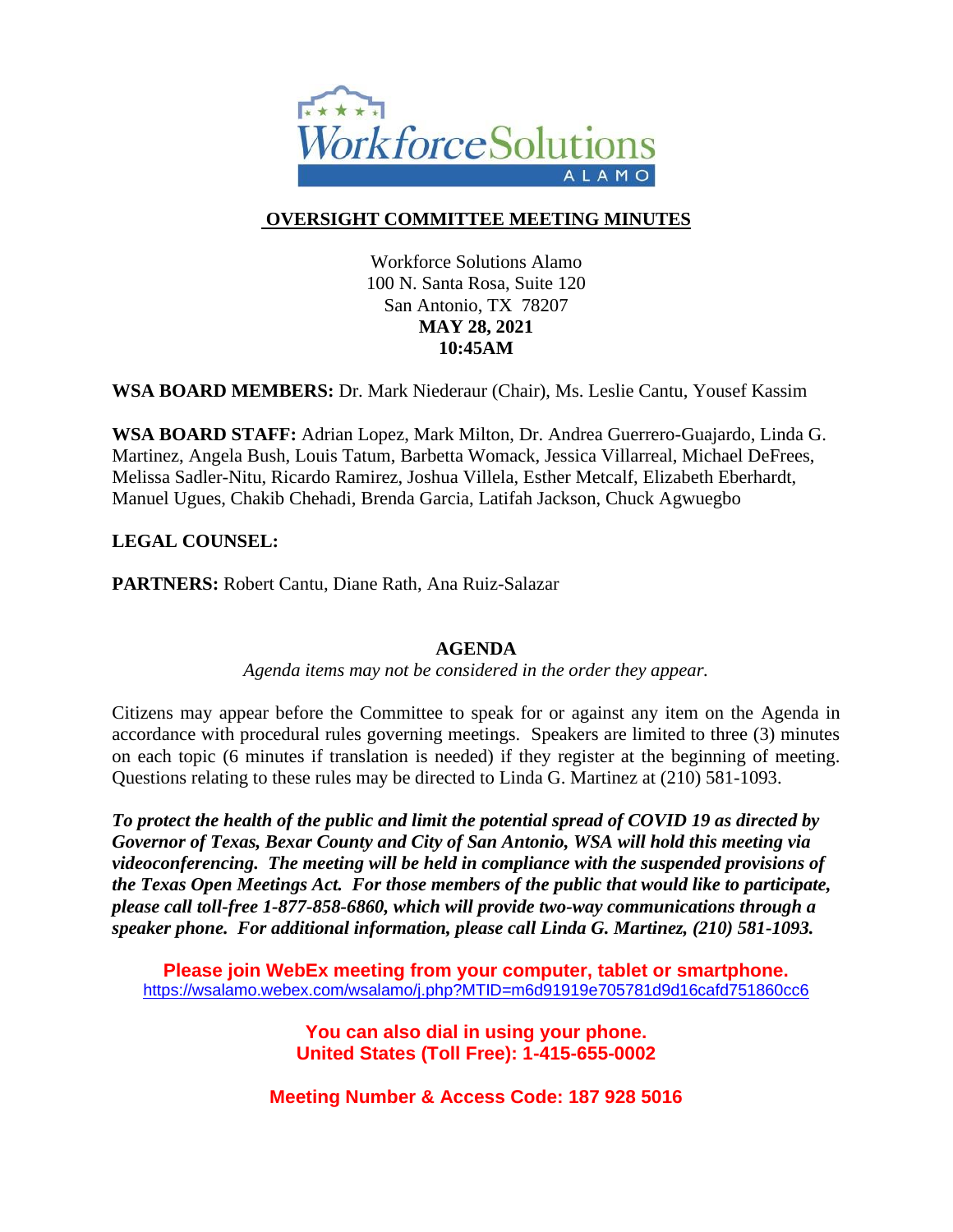# OVERSIGHT COMMITTEE MEETING MINUTES

Workforce Solutions Alamo
100 N. Santa Rosa, Suite 120
San Antonio, TX 78207
**MAY 28, 2021**
**10:45AM**

**WSA BOARD MEMBERS:** Dr. Mark Niederaur (Chair), Ms. Leslie Cantu, Yousef Kassim

**WSA BOARD STAFF:** Adrian Lopez, Mark Milton, Dr. Andrea Guerrero-Guajardo, Linda G. Martinez, Angela Bush, Louis Tatum, Barbetta Womack, Jessica Villarreal, Michael DeFrees, Melissa Sadler-Nitu, Ricardo Ramirez, Joshua Villela, Esther Metcalf, Elizabeth Eberhardt, Manuel Ugues, Chakib Chehadi, Brenda Garcia, Latifah Jackson, Chuck Agwuegbo

**LEGAL COUNSEL:**

**PARTNERS:** Robert Cantu, Diane Rath, Ana Ruiz-Salazar

## AGENDA

*Agenda items may not be considered in the order they appear.*

Citizens may appear before the Committee to speak for or against any item on the Agenda in accordance with procedural rules governing meetings. Speakers are limited to three (3) minutes on each topic (6 minutes if translation is needed) if they register at the beginning of meeting. Questions relating to these rules may be directed to Linda G. Martinez at (210) 581-1093.

***To protect the health of the public and limit the potential spread of COVID 19 as directed by Governor of Texas, Bexar County and City of San Antonio, WSA will hold this meeting via videoconferencing. The meeting will be held in compliance with the suspended provisions of the Texas Open Meetings Act. For those members of the public that would like to participate, please call toll-free 1-877-858-6860, which will provide two-way communications through a speaker phone. For additional information, please call Linda G. Martinez, (210) 581-1093.***

**Please join WebEx meeting from your computer, tablet or smartphone.**
https://wsalamo.webex.com/wsalamo/j.php?MTID=m6d91919e705781d9d16cafd751860cc6

**You can also dial in using your phone.**
**United States (Toll Free): 1-415-655-0002**

**Meeting Number & Access Code: 187 928 5016**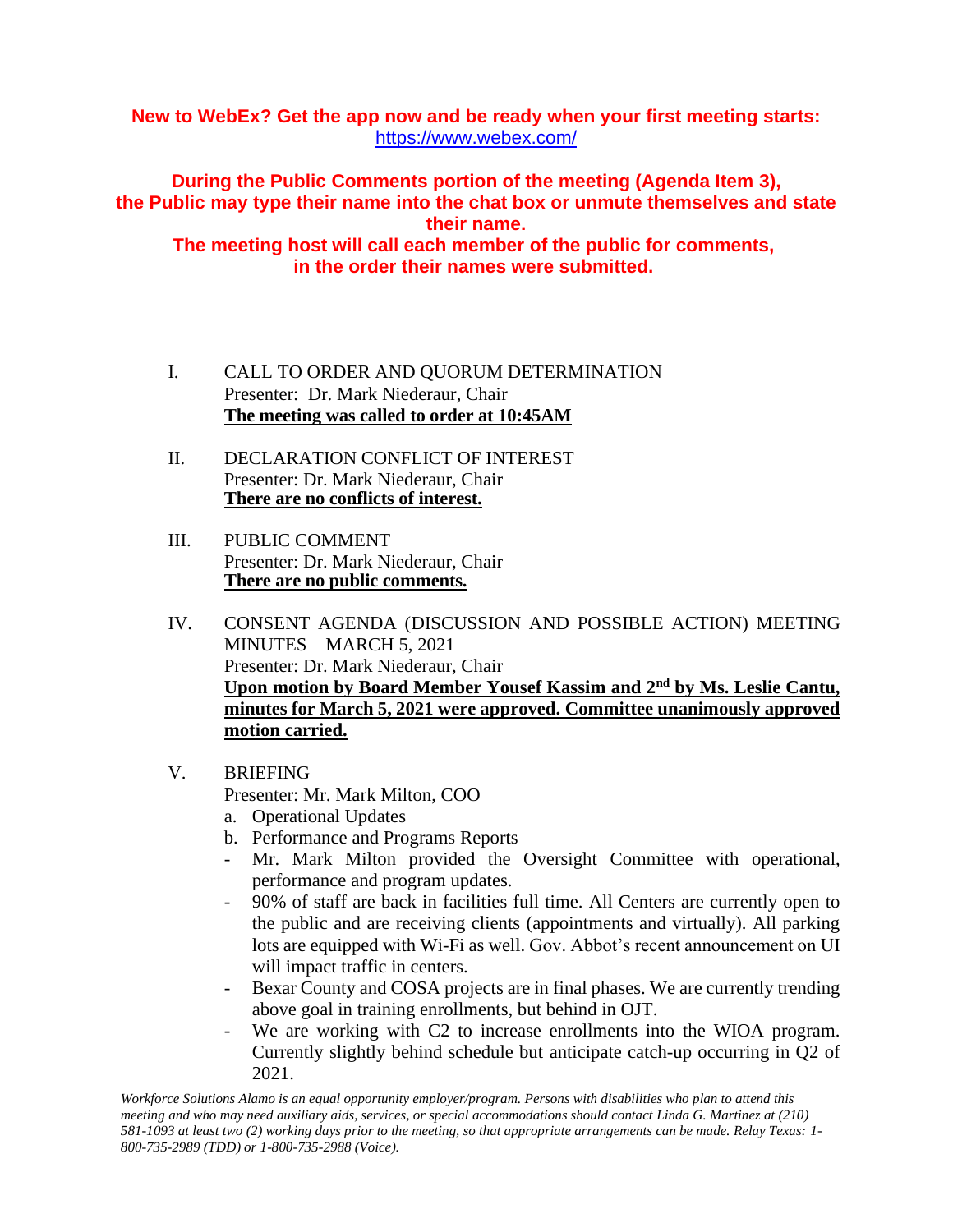**New to WebEx? Get the app now and be ready when your first meeting starts:** https://www.webex.com/

**During the Public Comments portion of the meeting (Agenda Item 3), the Public may type their name into the chat box or unmute themselves and state their name.**
**The meeting host will call each member of the public for comments, in the order their names were submitted.**

I. CALL TO ORDER AND QUORUM DETERMINATION
Presenter: Dr. Mark Niederaur, Chair
**The meeting was called to order at 10:45AM**

II. DECLARATION CONFLICT OF INTEREST
Presenter: Dr. Mark Niederaur, Chair
**There are no conflicts of interest.**

III. PUBLIC COMMENT
Presenter: Dr. Mark Niederaur, Chair
**There are no public comments.**

IV. CONSENT AGENDA (DISCUSSION AND POSSIBLE ACTION) MEETING MINUTES – MARCH 5, 2021
Presenter: Dr. Mark Niederaur, Chair
**Upon motion by Board Member Yousef Kassim and 2nd by Ms. Leslie Cantu, minutes for March 5, 2021 were approved. Committee unanimously approved motion carried.**

V. BRIEFING
Presenter: Mr. Mark Milton, COO

a. Operational Updates
b. Performance and Programs Reports

- Mr. Mark Milton provided the Oversight Committee with operational, performance and program updates.
- 90% of staff are back in facilities full time. All Centers are currently open to the public and are receiving clients (appointments and virtually). All parking lots are equipped with Wi-Fi as well. Gov. Abbot's recent announcement on UI will impact traffic in centers.
- Bexar County and COSA projects are in final phases. We are currently trending above goal in training enrollments, but behind in OJT.
- We are working with C2 to increase enrollments into the WIOA program. Currently slightly behind schedule but anticipate catch-up occurring in Q2 of 2021.

*Workforce Solutions Alamo is an equal opportunity employer/program. Persons with disabilities who plan to attend this meeting and who may need auxiliary aids, services, or special accommodations should contact Linda G. Martinez at (210) 581-1093 at least two (2) working days prior to the meeting, so that appropriate arrangements can be made. Relay Texas: 1-800-735-2989 (TDD) or 1-800-735-2988 (Voice).*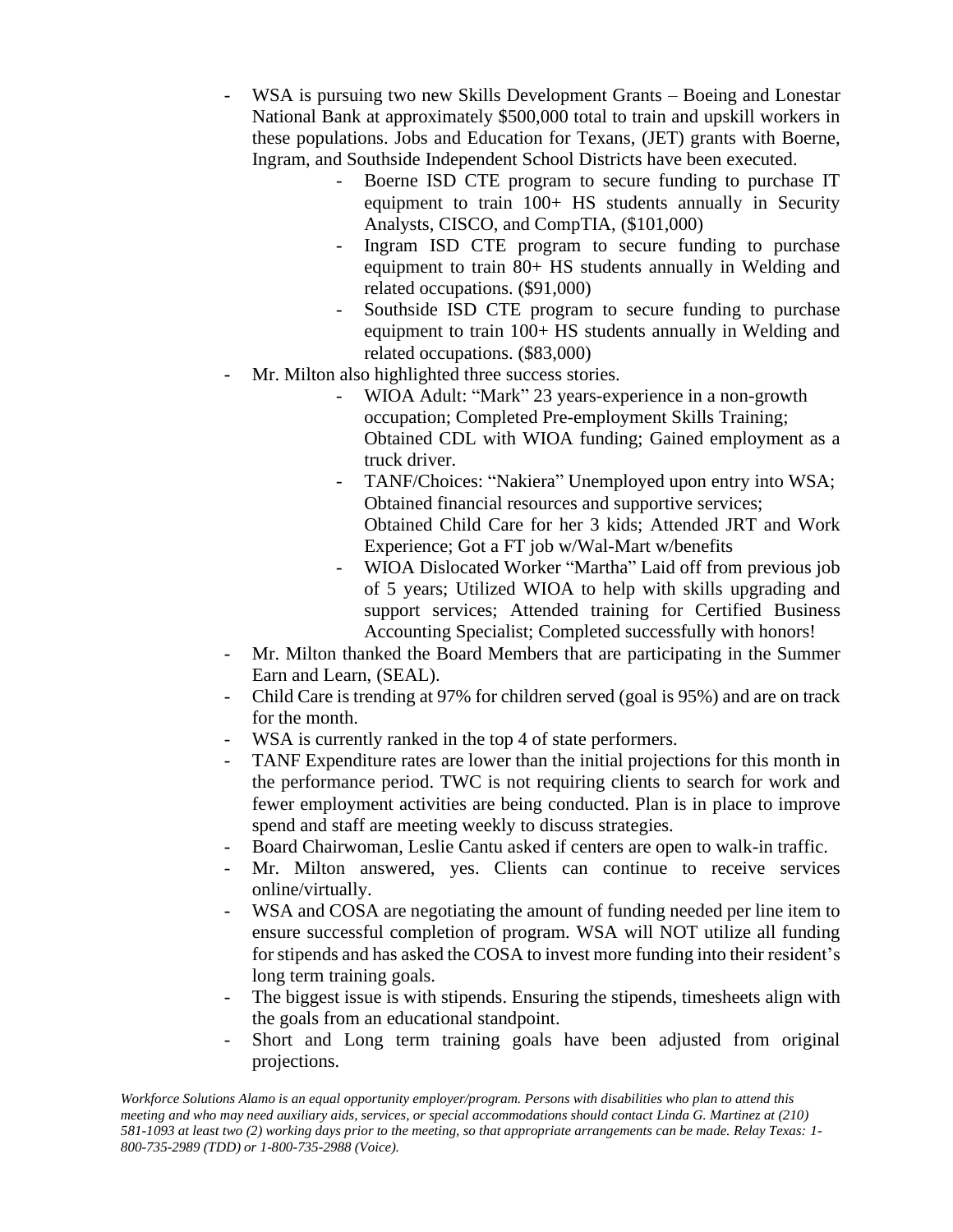- WSA is pursuing two new Skills Development Grants – Boeing and Lonestar National Bank at approximately $500,000 total to train and upskill workers in these populations. Jobs and Education for Texans, (JET) grants with Boerne, Ingram, and Southside Independent School Districts have been executed.
    - Boerne ISD CTE program to secure funding to purchase IT equipment to train 100+ HS students annually in Security Analysts, CISCO, and CompTIA, ($101,000)
    - Ingram ISD CTE program to secure funding to purchase equipment to train 80+ HS students annually in Welding and related occupations. ($91,000)
    - Southside ISD CTE program to secure funding to purchase equipment to train 100+ HS students annually in Welding and related occupations. ($83,000)
- Mr. Milton also highlighted three success stories.
    - WIOA Adult: "Mark" 23 years-experience in a non-growth occupation; Completed Pre-employment Skills Training; Obtained CDL with WIOA funding; Gained employment as a truck driver.
    - TANF/Choices: "Nakiera" Unemployed upon entry into WSA; Obtained financial resources and supportive services; Obtained Child Care for her 3 kids; Attended JRT and Work Experience; Got a FT job w/Wal-Mart w/benefits
    - WIOA Dislocated Worker "Martha" Laid off from previous job of 5 years; Utilized WIOA to help with skills upgrading and support services; Attended training for Certified Business Accounting Specialist; Completed successfully with honors!
- Mr. Milton thanked the Board Members that are participating in the Summer Earn and Learn, (SEAL).
- Child Care is trending at 97% for children served (goal is 95%) and are on track for the month.
- WSA is currently ranked in the top 4 of state performers.
- TANF Expenditure rates are lower than the initial projections for this month in the performance period. TWC is not requiring clients to search for work and fewer employment activities are being conducted. Plan is in place to improve spend and staff are meeting weekly to discuss strategies.
- Board Chairwoman, Leslie Cantu asked if centers are open to walk-in traffic.
- Mr. Milton answered, yes. Clients can continue to receive services online/virtually.
- WSA and COSA are negotiating the amount of funding needed per line item to ensure successful completion of program. WSA will NOT utilize all funding for stipends and has asked the COSA to invest more funding into their resident's long term training goals.
- The biggest issue is with stipends. Ensuring the stipends, timesheets align with the goals from an educational standpoint.
- Short and Long term training goals have been adjusted from original projections.

*Workforce Solutions Alamo is an equal opportunity employer/program. Persons with disabilities who plan to attend this meeting and who may need auxiliary aids, services, or special accommodations should contact Linda G. Martinez at (210) 581-1093 at least two (2) working days prior to the meeting, so that appropriate arrangements can be made. Relay Texas: 1-800-735-2989 (TDD) or 1-800-735-2988 (Voice).*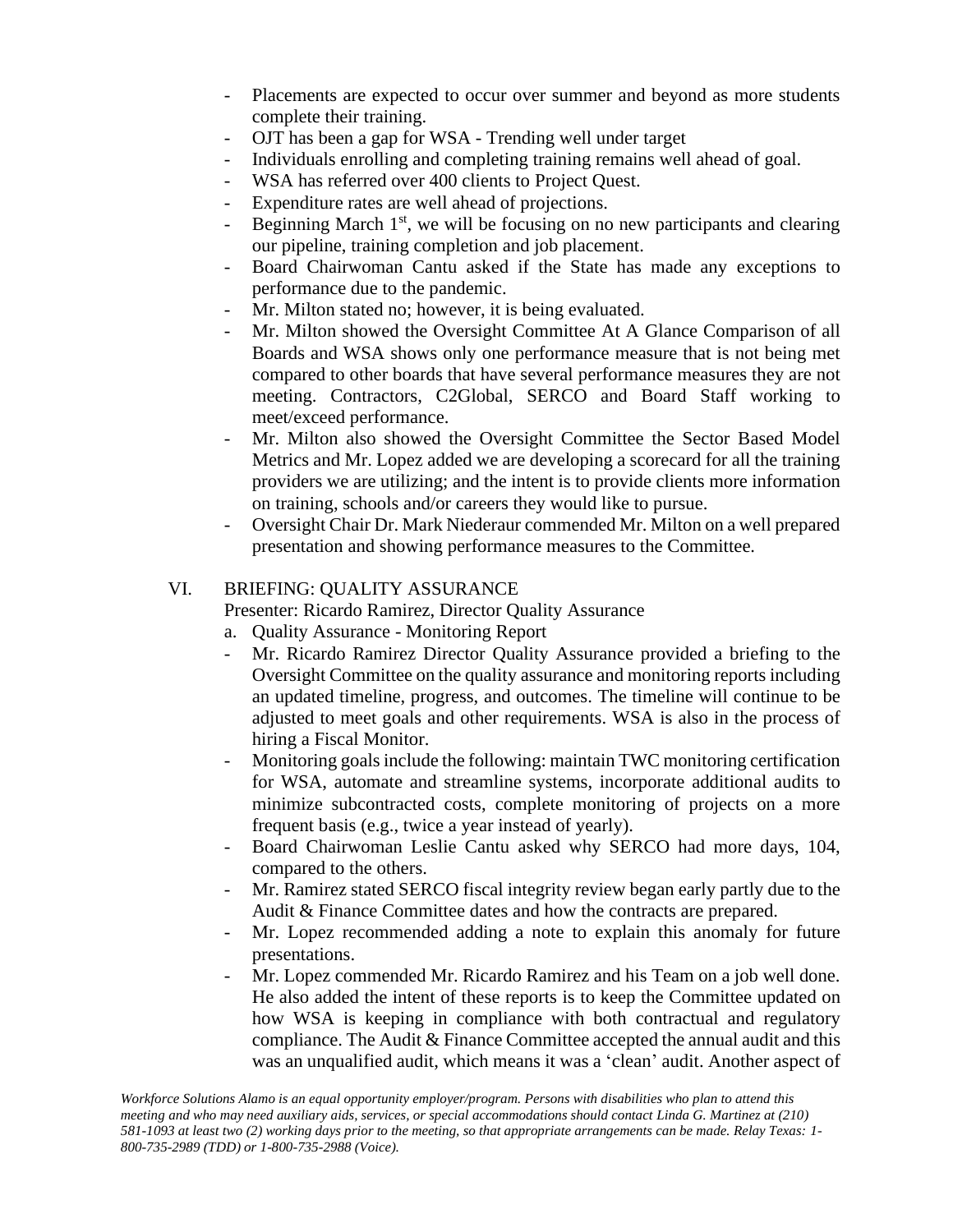- Placements are expected to occur over summer and beyond as more students complete their training.
- OJT has been a gap for WSA - Trending well under target
- Individuals enrolling and completing training remains well ahead of goal.
- WSA has referred over 400 clients to Project Quest.
- Expenditure rates are well ahead of projections.
- Beginning March 1st, we will be focusing on no new participants and clearing our pipeline, training completion and job placement.
- Board Chairwoman Cantu asked if the State has made any exceptions to performance due to the pandemic.
- Mr. Milton stated no; however, it is being evaluated.
- Mr. Milton showed the Oversight Committee At A Glance Comparison of all Boards and WSA shows only one performance measure that is not being met compared to other boards that have several performance measures they are not meeting. Contractors, C2Global, SERCO and Board Staff working to meet/exceed performance.
- Mr. Milton also showed the Oversight Committee the Sector Based Model Metrics and Mr. Lopez added we are developing a scorecard for all the training providers we are utilizing; and the intent is to provide clients more information on training, schools and/or careers they would like to pursue.
- Oversight Chair Dr. Mark Niederaur commended Mr. Milton on a well prepared presentation and showing performance measures to the Committee.

VI. BRIEFING: QUALITY ASSURANCE

Presenter: Ricardo Ramirez, Director Quality Assurance

a. Quality Assurance - Monitoring Report

- Mr. Ricardo Ramirez Director Quality Assurance provided a briefing to the Oversight Committee on the quality assurance and monitoring reports including an updated timeline, progress, and outcomes. The timeline will continue to be adjusted to meet goals and other requirements. WSA is also in the process of hiring a Fiscal Monitor.
- Monitoring goals include the following: maintain TWC monitoring certification for WSA, automate and streamline systems, incorporate additional audits to minimize subcontracted costs, complete monitoring of projects on a more frequent basis (e.g., twice a year instead of yearly).
- Board Chairwoman Leslie Cantu asked why SERCO had more days, 104, compared to the others.
- Mr. Ramirez stated SERCO fiscal integrity review began early partly due to the Audit & Finance Committee dates and how the contracts are prepared.
- Mr. Lopez recommended adding a note to explain this anomaly for future presentations.
- Mr. Lopez commended Mr. Ricardo Ramirez and his Team on a job well done. He also added the intent of these reports is to keep the Committee updated on how WSA is keeping in compliance with both contractual and regulatory compliance. The Audit & Finance Committee accepted the annual audit and this was an unqualified audit, which means it was a 'clean' audit. Another aspect of

*Workforce Solutions Alamo is an equal opportunity employer/program. Persons with disabilities who plan to attend this meeting and who may need auxiliary aids, services, or special accommodations should contact Linda G. Martinez at (210) 581-1093 at least two (2) working days prior to the meeting, so that appropriate arrangements can be made. Relay Texas: 1-800-735-2989 (TDD) or 1-800-735-2988 (Voice).*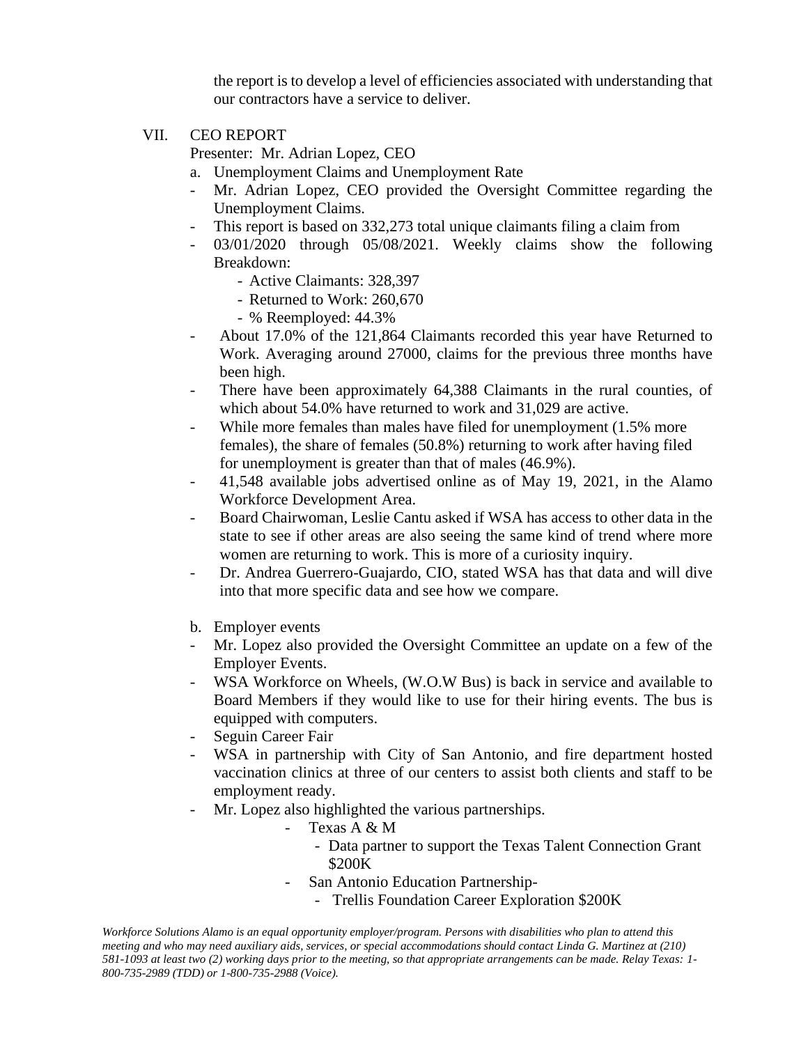the report is to develop a level of efficiencies associated with understanding that our contractors have a service to deliver.

VII. CEO REPORT

Presenter: Mr. Adrian Lopez, CEO

a. Unemployment Claims and Unemployment Rate

- Mr. Adrian Lopez, CEO provided the Oversight Committee regarding the Unemployment Claims.
- This report is based on 332,273 total unique claimants filing a claim from
- 03/01/2020 through 05/08/2021. Weekly claims show the following Breakdown:
  - Active Claimants: 328,397
  - Returned to Work: 260,670
  - % Reemployed: 44.3%
- About 17.0% of the 121,864 Claimants recorded this year have Returned to Work. Averaging around 27000, claims for the previous three months have been high.
- There have been approximately 64,388 Claimants in the rural counties, of which about 54.0% have returned to work and 31,029 are active.
- While more females than males have filed for unemployment (1.5% more females), the share of females (50.8%) returning to work after having filed for unemployment is greater than that of males (46.9%).
- 41,548 available jobs advertised online as of May 19, 2021, in the Alamo Workforce Development Area.
- Board Chairwoman, Leslie Cantu asked if WSA has access to other data in the state to see if other areas are also seeing the same kind of trend where more women are returning to work. This is more of a curiosity inquiry.
- Dr. Andrea Guerrero-Guajardo, CIO, stated WSA has that data and will dive into that more specific data and see how we compare.

b. Employer events

- Mr. Lopez also provided the Oversight Committee an update on a few of the Employer Events.
- WSA Workforce on Wheels, (W.O.W Bus) is back in service and available to Board Members if they would like to use for their hiring events. The bus is equipped with computers.
- Seguin Career Fair
- WSA in partnership with City of San Antonio, and fire department hosted vaccination clinics at three of our centers to assist both clients and staff to be employment ready.
- Mr. Lopez also highlighted the various partnerships.
  - Texas A & M
    - Data partner to support the Texas Talent Connection Grant $200K
  - San Antonio Education Partnership-
    - Trellis Foundation Career Exploration $200K

*Workforce Solutions Alamo is an equal opportunity employer/program. Persons with disabilities who plan to attend this meeting and who may need auxiliary aids, services, or special accommodations should contact Linda G. Martinez at (210) 581-1093 at least two (2) working days prior to the meeting, so that appropriate arrangements can be made. Relay Texas: 1-800-735-2989 (TDD) or 1-800-735-2988 (Voice).*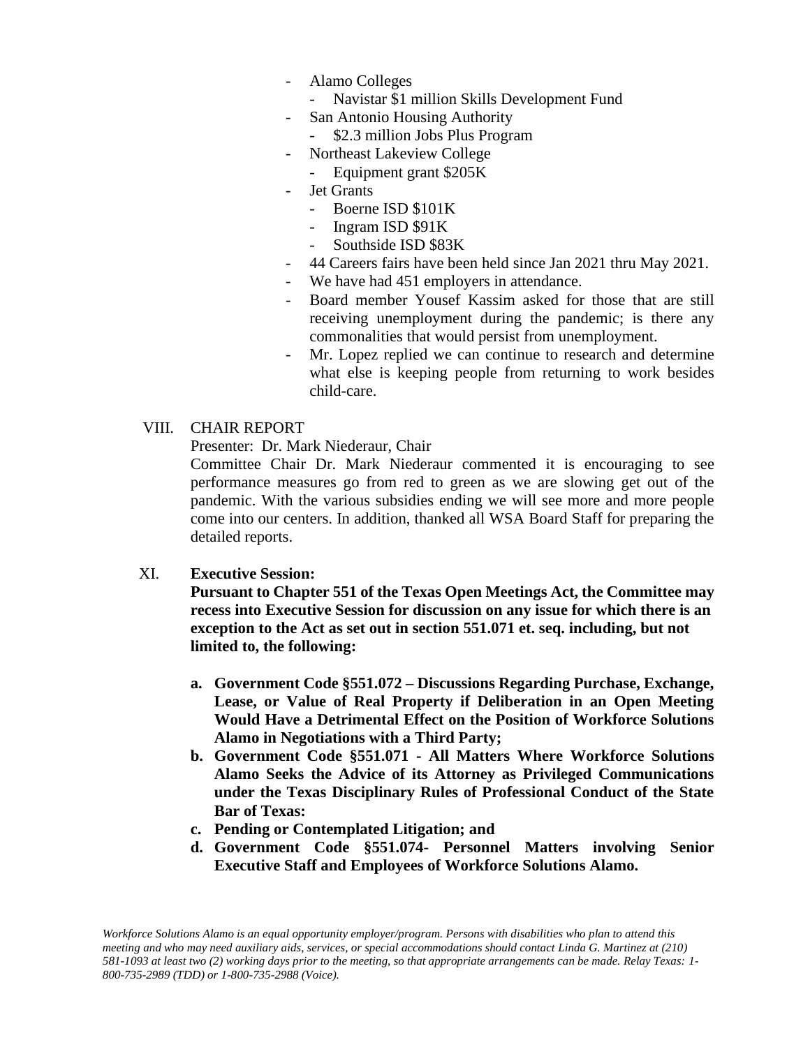- Alamo Colleges
  - Navistar $1 million Skills Development Fund
- San Antonio Housing Authority
  - $2.3 million Jobs Plus Program
- Northeast Lakeview College
  - Equipment grant $205K
- Jet Grants
  - Boerne ISD $101K
  - Ingram ISD $91K
  - Southside ISD $83K
- 44 Careers fairs have been held since Jan 2021 thru May 2021.
- We have had 451 employers in attendance.
- Board member Yousef Kassim asked for those that are still receiving unemployment during the pandemic; is there any commonalities that would persist from unemployment.
- Mr. Lopez replied we can continue to research and determine what else is keeping people from returning to work besides child-care.

VIII. CHAIR REPORT

Presenter: Dr. Mark Niederaur, Chair

Committee Chair Dr. Mark Niederaur commented it is encouraging to see performance measures go from red to green as we are slowing get out of the pandemic. With the various subsidies ending we will see more and more people come into our centers. In addition, thanked all WSA Board Staff for preparing the detailed reports.

XI. **Executive Session:**

**Pursuant to Chapter 551 of the Texas Open Meetings Act, the Committee may recess into Executive Session for discussion on any issue for which there is an exception to the Act as set out in section 551.071 et. seq. including, but not limited to, the following:**

a. **Government Code §551.072 – Discussions Regarding Purchase, Exchange, Lease, or Value of Real Property if Deliberation in an Open Meeting Would Have a Detrimental Effect on the Position of Workforce Solutions Alamo in Negotiations with a Third Party;**
b. **Government Code §551.071 - All Matters Where Workforce Solutions Alamo Seeks the Advice of its Attorney as Privileged Communications under the Texas Disciplinary Rules of Professional Conduct of the State Bar of Texas:**
c. **Pending or Contemplated Litigation; and**
d. **Government Code §551.074- Personnel Matters involving Senior Executive Staff and Employees of Workforce Solutions Alamo.**

*Workforce Solutions Alamo is an equal opportunity employer/program. Persons with disabilities who plan to attend this meeting and who may need auxiliary aids, services, or special accommodations should contact Linda G. Martinez at (210) 581-1093 at least two (2) working days prior to the meeting, so that appropriate arrangements can be made. Relay Texas: 1-800-735-2989 (TDD) or 1-800-735-2988 (Voice).*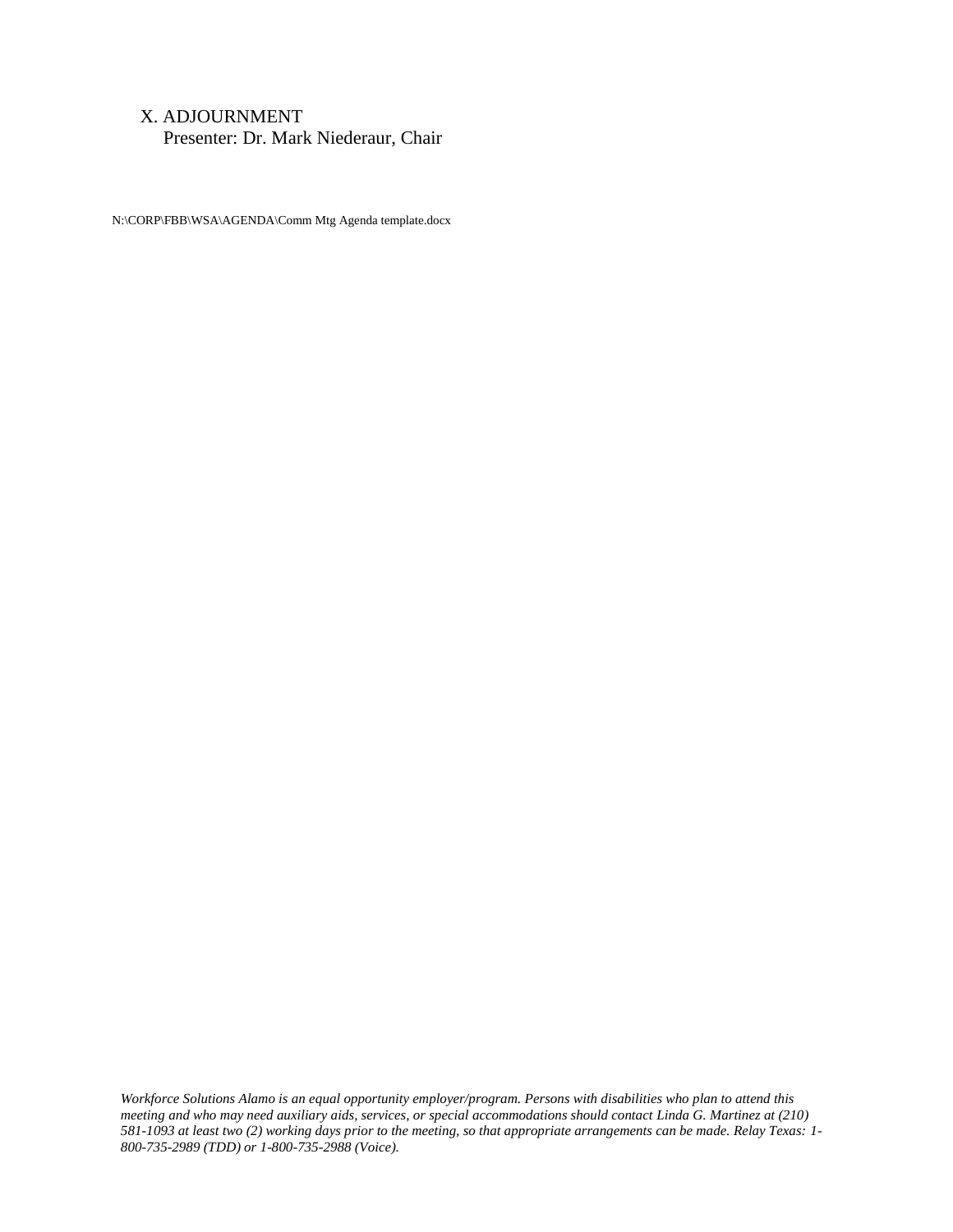X. ADJOURNMENT
   Presenter: Dr. Mark Niederaur, Chair

N:\CORP\FBB\WSA\AGENDA\Comm Mtg Agenda template.docx

*Workforce Solutions Alamo is an equal opportunity employer/program. Persons with disabilities who plan to attend this meeting and who may need auxiliary aids, services, or special accommodations should contact Linda G. Martinez at (210) 581-1093 at least two (2) working days prior to the meeting, so that appropriate arrangements can be made. Relay Texas: 1-800-735-2989 (TDD) or 1-800-735-2988 (Voice).*